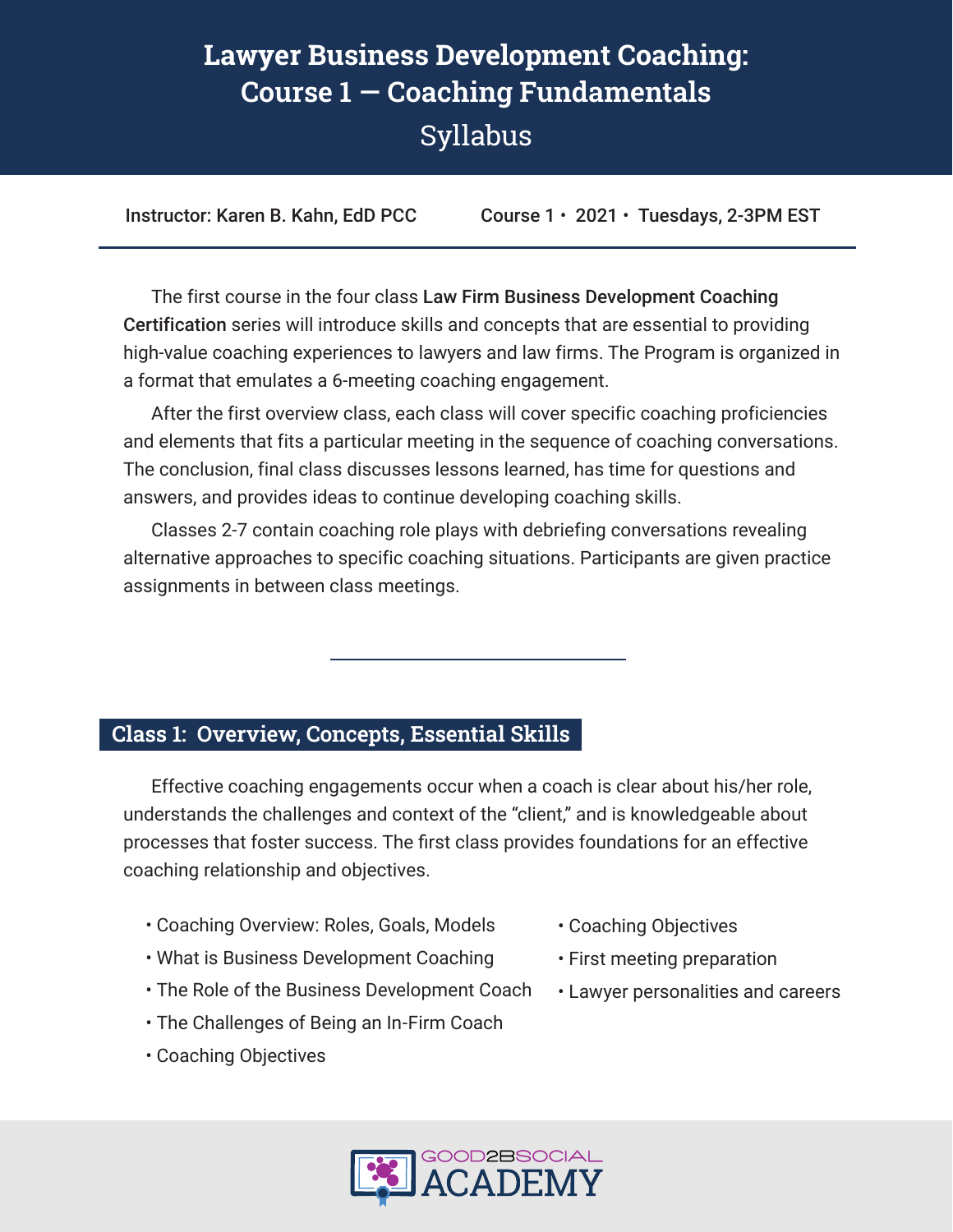# Lawyer Business Development Coaching: Course 1 — Coaching Fundamentals

## Syllabus

Instructor: Karen B. Kahn, EdD PCC    Course 1 • 2021 • Tuesdays, 2-3PM EST

The first course in the four class **Law Firm Business Development Coaching Certification** series will introduce skills and concepts that are essential to providing high-value coaching experiences to lawyers and law firms. The Program is organized in a format that emulates a 6-meeting coaching engagement.

After the first overview class, each class will cover specific coaching proficiencies and elements that fits a particular meeting in the sequence of coaching conversations. The conclusion, final class discusses lessons learned, has time for questions and answers, and provides ideas to continue developing coaching skills.

Classes 2-7 contain coaching role plays with debriefing conversations revealing alternative approaches to specific coaching situations. Participants are given practice assignments in between class meetings.

---

## Class 1: Overview, Concepts, Essential Skills

Effective coaching engagements occur when a coach is clear about his/her role, understands the challenges and context of the "client," and is knowledgeable about processes that foster success. The first class provides foundations for an effective coaching relationship and objectives.

- Coaching Overview: Roles, Goals, Models
- What is Business Development Coaching
- The Role of the Business Development Coach
- The Challenges of Being an In-Firm Coach
- Coaching Objectives
- Coaching Objectives
- First meeting preparation
- Lawyer personalities and careers

GOOD2BSOCIAL ACADEMY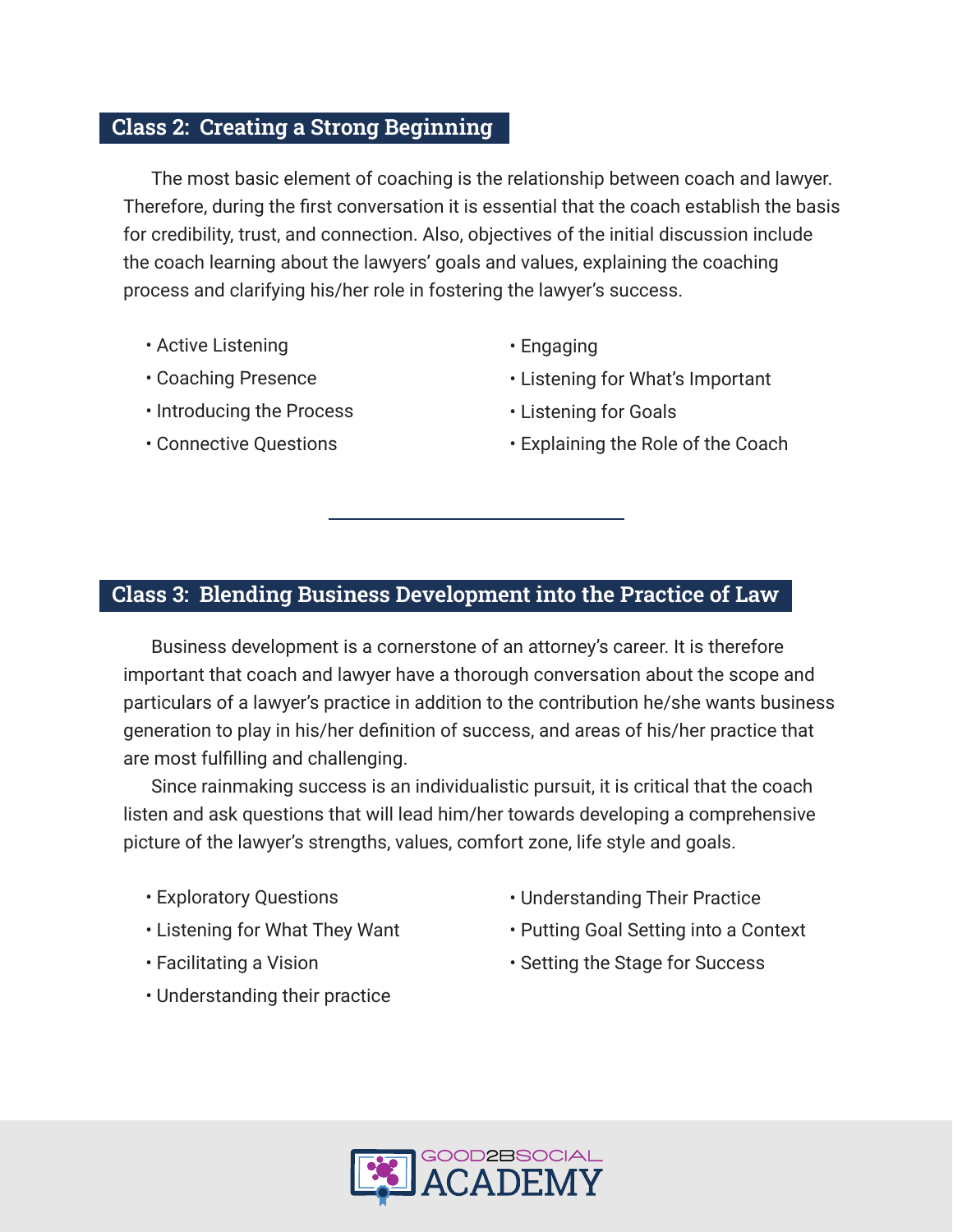## Class 2: Creating a Strong Beginning

The most basic element of coaching is the relationship between coach and lawyer. Therefore, during the first conversation it is essential that the coach establish the basis for credibility, trust, and connection. Also, objectives of the initial discussion include the coach learning about the lawyers' goals and values, explaining the coaching process and clarifying his/her role in fostering the lawyer's success.

- Active Listening
- Coaching Presence
- Introducing the Process
- Connective Questions
- Engaging
- Listening for What's Important
- Listening for Goals
- Explaining the Role of the Coach

---

## Class 3: Blending Business Development into the Practice of Law

Business development is a cornerstone of an attorney's career. It is therefore important that coach and lawyer have a thorough conversation about the scope and particulars of a lawyer's practice in addition to the contribution he/she wants business generation to play in his/her definition of success, and areas of his/her practice that are most fulfilling and challenging.

Since rainmaking success is an individualistic pursuit, it is critical that the coach listen and ask questions that will lead him/her towards developing a comprehensive picture of the lawyer's strengths, values, comfort zone, life style and goals.

- Exploratory Questions
- Listening for What They Want
- Facilitating a Vision
- Understanding their practice
- Understanding Their Practice
- Putting Goal Setting into a Context
- Setting the Stage for Success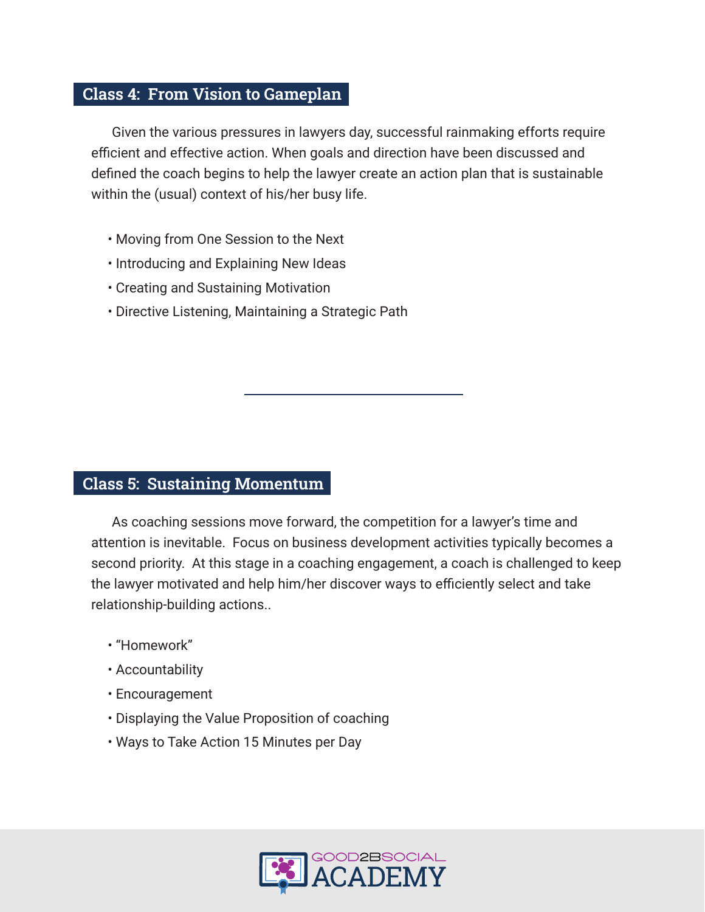## Class 4: From Vision to Gameplan

Given the various pressures in lawyers day, successful rainmaking efforts require efficient and effective action. When goals and direction have been discussed and defined the coach begins to help the lawyer create an action plan that is sustainable within the (usual) context of his/her busy life.

- Moving from One Session to the Next
- Introducing and Explaining New Ideas
- Creating and Sustaining Motivation
- Directive Listening, Maintaining a Strategic Path

---

## Class 5: Sustaining Momentum

As coaching sessions move forward, the competition for a lawyer's time and attention is inevitable. Focus on business development activities typically becomes a second priority. At this stage in a coaching engagement, a coach is challenged to keep the lawyer motivated and help him/her discover ways to efficiently select and take relationship-building actions..

- "Homework"
- Accountability
- Encouragement
- Displaying the Value Proposition of coaching
- Ways to Take Action 15 Minutes per Day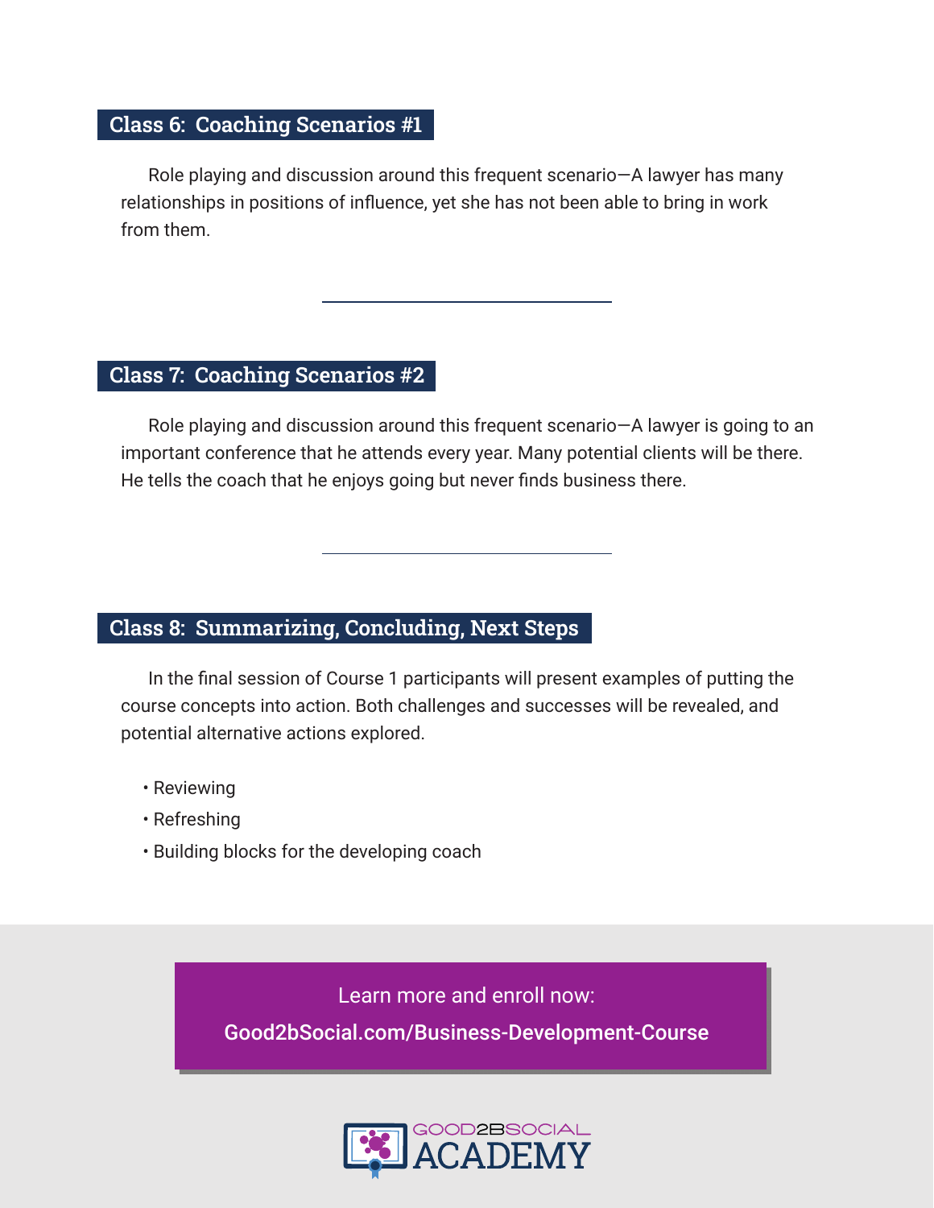## Class 6: Coaching Scenarios #1

Role playing and discussion around this frequent scenario—A lawyer has many relationships in positions of influence, yet she has not been able to bring in work from them.

---

## Class 7: Coaching Scenarios #2

Role playing and discussion around this frequent scenario—A lawyer is going to an important conference that he attends every year. Many potential clients will be there. He tells the coach that he enjoys going but never finds business there.

---

## Class 8: Summarizing, Concluding, Next Steps

In the final session of Course 1 participants will present examples of putting the course concepts into action. Both challenges and successes will be revealed, and potential alternative actions explored.

- Reviewing
- Refreshing
- Building blocks for the developing coach

Learn more and enroll now:

**Good2bSocial.com/Business-Development-Course**

GOOD2BSOCIAL ACADEMY